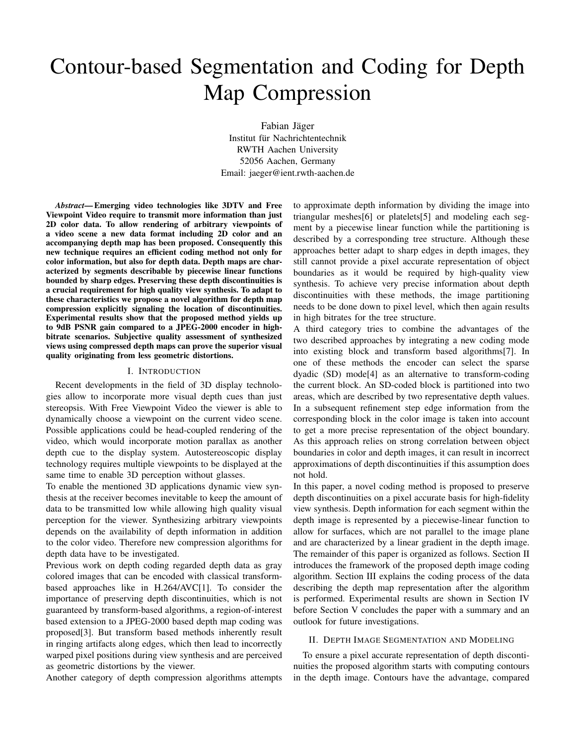# Contour-based Segmentation and Coding for Depth Map Compression

Fabian Jäger
Institut für Nachrichtentechnik
RWTH Aachen University
52056 Aachen, Germany
Email: jaeger@ient.rwth-aachen.de

***Abstract*— Emerging video technologies like 3DTV and Free Viewpoint Video require to transmit more information than just 2D color data. To allow rendering of arbitrary viewpoints of a video scene a new data format including 2D color and an accompanying depth map has been proposed. Consequently this new technique requires an efficient coding method not only for color information, but also for depth data. Depth maps are characterized by segments describable by piecewise linear functions bounded by sharp edges. Preserving these depth discontinuities is a crucial requirement for high quality view synthesis. To adapt to these characteristics we propose a novel algorithm for depth map compression explicitly signaling the location of discontinuities. Experimental results show that the proposed method yields up to 9dB PSNR gain compared to a JPEG-2000 encoder in high-bitrate scenarios. Subjective quality assessment of synthesized views using compressed depth maps can prove the superior visual quality originating from less geometric distortions.**

## I. Introduction

Recent developments in the field of 3D display technologies allow to incorporate more visual depth cues than just stereopsis. With Free Viewpoint Video the viewer is able to dynamically choose a viewpoint on the current video scene. Possible applications could be head-coupled rendering of the video, which would incorporate motion parallax as another depth cue to the display system. Autostereoscopic display technology requires multiple viewpoints to be displayed at the same time to enable 3D perception without glasses.

To enable the mentioned 3D applications dynamic view synthesis at the receiver becomes inevitable to keep the amount of data to be transmitted low while allowing high quality visual perception for the viewer. Synthesizing arbitrary viewpoints depends on the availability of depth information in addition to the color video. Therefore new compression algorithms for depth data have to be investigated.

Previous work on depth coding regarded depth data as gray colored images that can be encoded with classical transform-based approaches like in H.264/AVC[1]. To consider the importance of preserving depth discontinuities, which is not guaranteed by transform-based algorithms, a region-of-interest based extension to a JPEG-2000 based depth map coding was proposed[3]. But transform based methods inherently result in ringing artifacts along edges, which then lead to incorrectly warped pixel positions during view synthesis and are perceived as geometric distortions by the viewer.

Another category of depth compression algorithms attempts to approximate depth information by dividing the image into triangular meshes[6] or platelets[5] and modeling each segment by a piecewise linear function while the partitioning is described by a corresponding tree structure. Although these approaches better adapt to sharp edges in depth images, they still cannot provide a pixel accurate representation of object boundaries as it would be required by high-quality view synthesis. To achieve very precise information about depth discontinuities with these methods, the image partitioning needs to be done down to pixel level, which then again results in high bitrates for the tree structure.

A third category tries to combine the advantages of the two described approaches by integrating a new coding mode into existing block and transform based algorithms[7]. In one of these methods the encoder can select the sparse dyadic (SD) mode[4] as an alternative to transform-coding the current block. An SD-coded block is partitioned into two areas, which are described by two representative depth values. In a subsequent refinement step edge information from the corresponding block in the color image is taken into account to get a more precise representation of the object boundary. As this approach relies on strong correlation between object boundaries in color and depth images, it can result in incorrect approximations of depth discontinuities if this assumption does not hold.

In this paper, a novel coding method is proposed to preserve depth discontinuities on a pixel accurate basis for high-fidelity view synthesis. Depth information for each segment within the depth image is represented by a piecewise-linear function to allow for surfaces, which are not parallel to the image plane and are characterized by a linear gradient in the depth image.

The remainder of this paper is organized as follows. Section II introduces the framework of the proposed depth image coding algorithm. Section III explains the coding process of the data describing the depth map representation after the algorithm is performed. Experimental results are shown in Section IV before Section V concludes the paper with a summary and an outlook for future investigations.

## II. Depth Image Segmentation and Modeling

To ensure a pixel accurate representation of depth discontinuities the proposed algorithm starts with computing contours in the depth image. Contours have the advantage, compared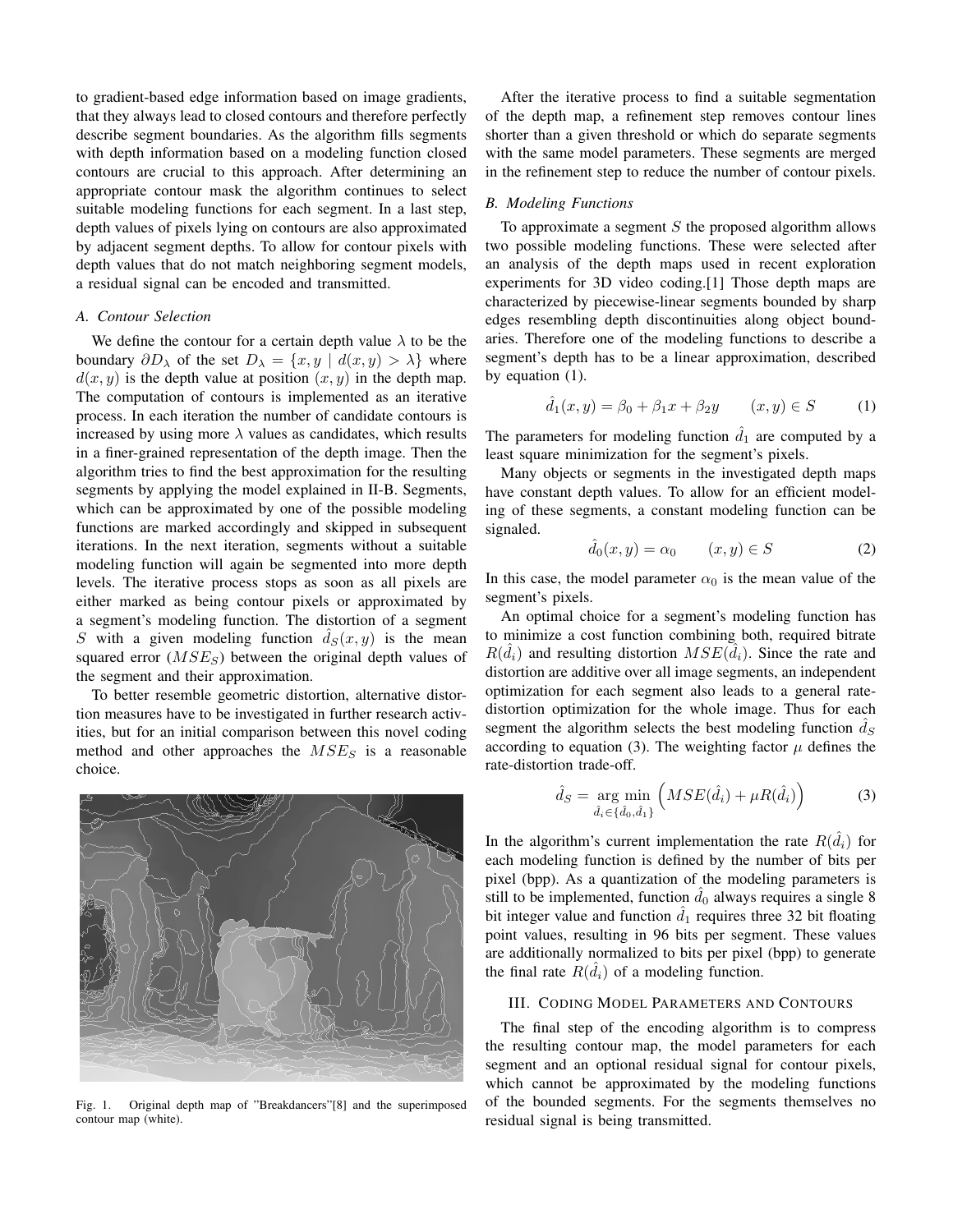to gradient-based edge information based on image gradients, that they always lead to closed contours and therefore perfectly describe segment boundaries. As the algorithm fills segments with depth information based on a modeling function closed contours are crucial to this approach. After determining an appropriate contour mask the algorithm continues to select suitable modeling functions for each segment. In a last step, depth values of pixels lying on contours are also approximated by adjacent segment depths. To allow for contour pixels with depth values that do not match neighboring segment models, a residual signal can be encoded and transmitted.

### A. Contour Selection

We define the contour for a certain depth value $\lambda$ to be the boundary $\partial D_\lambda$ of the set $D_\lambda = \{x, y \mid d(x, y) > \lambda\}$ where $d(x, y)$ is the depth value at position $(x, y)$ in the depth map. The computation of contours is implemented as an iterative process. In each iteration the number of candidate contours is increased by using more $\lambda$ values as candidates, which results in a finer-grained representation of the depth image. Then the algorithm tries to find the best approximation for the resulting segments by applying the model explained in II-B. Segments, which can be approximated by one of the possible modeling functions are marked accordingly and skipped in subsequent iterations. In the next iteration, segments without a suitable modeling function will again be segmented into more depth levels. The iterative process stops as soon as all pixels are either marked as being contour pixels or approximated by a segment's modeling function. The distortion of a segment $S$ with a given modeling function $\hat{d}_S(x, y)$ is the mean squared error ($MSE_S$) between the original depth values of the segment and their approximation.

To better resemble geometric distortion, alternative distortion measures have to be investigated in further research activities, but for an initial comparison between this novel coding method and other approaches the $MSE_S$ is a reasonable choice.

Fig. 1. Original depth map of "Breakdancers"[8] and the superimposed contour map (white).

After the iterative process to find a suitable segmentation of the depth map, a refinement step removes contour lines shorter than a given threshold or which do separate segments with the same model parameters. These segments are merged in the refinement step to reduce the number of contour pixels.

### B. Modeling Functions

To approximate a segment $S$ the proposed algorithm allows two possible modeling functions. These were selected after an analysis of the depth maps used in recent exploration experiments for 3D video coding.[1] Those depth maps are characterized by piecewise-linear segments bounded by sharp edges resembling depth discontinuities along object boundaries. Therefore one of the modeling functions to describe a segment's depth has to be a linear approximation, described by equation (1).

$$\hat{d}_1(x, y) = \beta_0 + \beta_1 x + \beta_2 y \qquad (x, y) \in S \tag{1}$$

The parameters for modeling function $\hat{d}_1$ are computed by a least square minimization for the segment's pixels.

Many objects or segments in the investigated depth maps have constant depth values. To allow for an efficient modeling of these segments, a constant modeling function can be signaled.

$$\hat{d}_0(x, y) = \alpha_0 \qquad (x, y) \in S \tag{2}$$

In this case, the model parameter $\alpha_0$ is the mean value of the segment's pixels.

An optimal choice for a segment's modeling function has to minimize a cost function combining both, required bitrate $R(\hat{d}_i)$ and resulting distortion $MSE(\hat{d}_i)$. Since the rate and distortion are additive over all image segments, an independent optimization for each segment also leads to a general rate-distortion optimization for the whole image. Thus for each segment the algorithm selects the best modeling function $\hat{d}_S$ according to equation (3). The weighting factor $\mu$ defines the rate-distortion trade-off.

$$\hat{d}_S = \underset{\hat{d}_i \in \{\hat{d}_0, \hat{d}_1\}}{\arg\min} \left( MSE(\hat{d}_i) + \mu R(\hat{d}_i) \right) \tag{3}$$

In the algorithm's current implementation the rate $R(\hat{d}_i)$ for each modeling function is defined by the number of bits per pixel (bpp). As a quantization of the modeling parameters is still to be implemented, function $\hat{d}_0$ always requires a single 8 bit integer value and function $\hat{d}_1$ requires three 32 bit floating point values, resulting in 96 bits per segment. These values are additionally normalized to bits per pixel (bpp) to generate the final rate $R(\hat{d}_i)$ of a modeling function.

## III. Coding Model Parameters and Contours

The final step of the encoding algorithm is to compress the resulting contour map, the model parameters for each segment and an optional residual signal for contour pixels, which cannot be approximated by the modeling functions of the bounded segments. For the segments themselves no residual signal is being transmitted.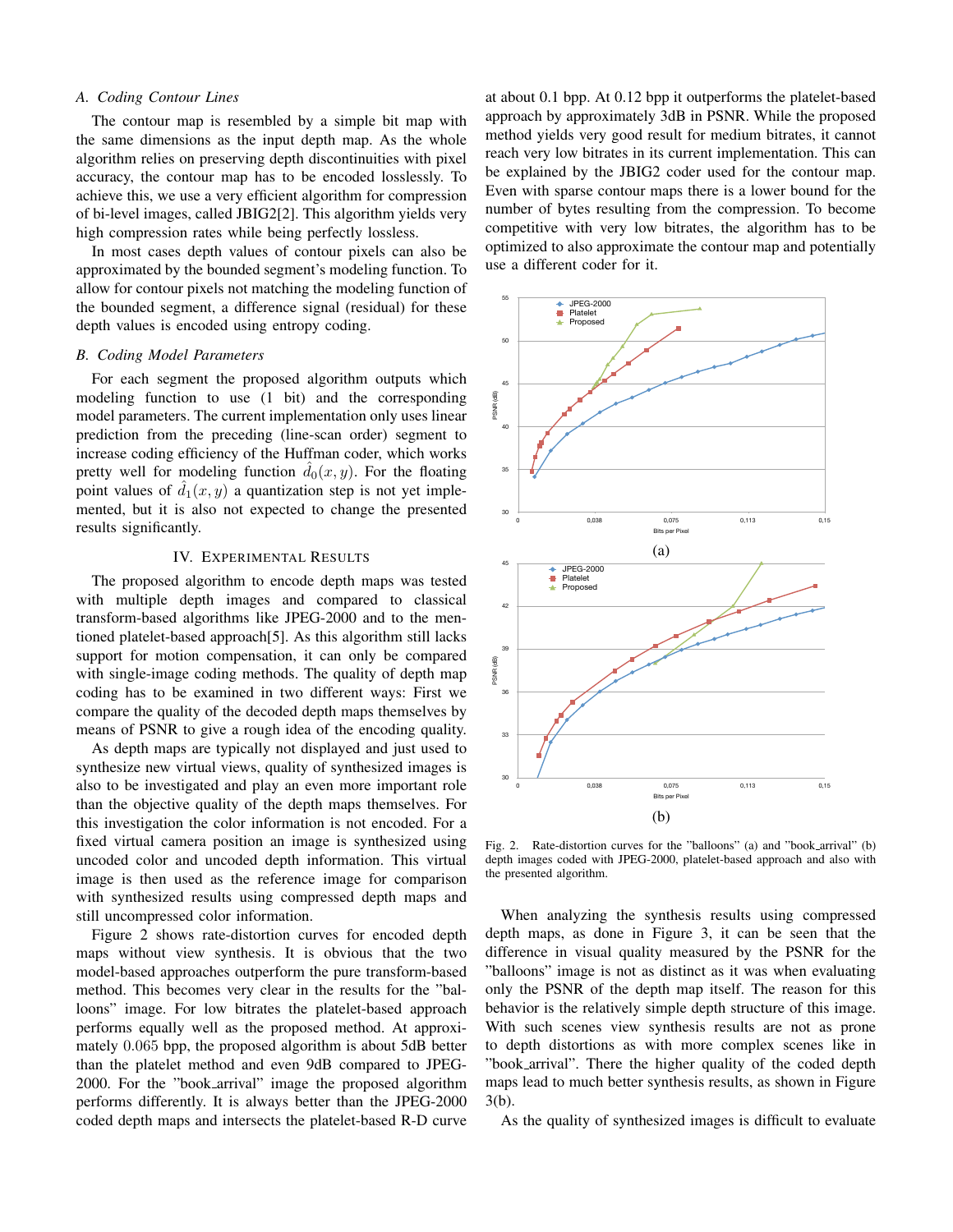### A. Coding Contour Lines

The contour map is resembled by a simple bit map with the same dimensions as the input depth map. As the whole algorithm relies on preserving depth discontinuities with pixel accuracy, the contour map has to be encoded losslessly. To achieve this, we use a very efficient algorithm for compression of bi-level images, called JBIG2[2]. This algorithm yields very high compression rates while being perfectly lossless.

In most cases depth values of contour pixels can also be approximated by the bounded segment's modeling function. To allow for contour pixels not matching the modeling function of the bounded segment, a difference signal (residual) for these depth values is encoded using entropy coding.

### B. Coding Model Parameters

For each segment the proposed algorithm outputs which modeling function to use (1 bit) and the corresponding model parameters. The current implementation only uses linear prediction from the preceding (line-scan order) segment to increase coding efficiency of the Huffman coder, which works pretty well for modeling function $\hat{d}_0(x, y)$. For the floating point values of $\hat{d}_1(x, y)$ a quantization step is not yet implemented, but it is also not expected to change the presented results significantly.

## IV. Experimental Results

The proposed algorithm to encode depth maps was tested with multiple depth images and compared to classical transform-based algorithms like JPEG-2000 and to the mentioned platelet-based approach[5]. As this algorithm still lacks support for motion compensation, it can only be compared with single-image coding methods. The quality of depth map coding has to be examined in two different ways: First we compare the quality of the decoded depth maps themselves by means of PSNR to give a rough idea of the encoding quality.

As depth maps are typically not displayed and just used to synthesize new virtual views, quality of synthesized images is also to be investigated and play an even more important role than the objective quality of the depth maps themselves. For this investigation the color information is not encoded. For a fixed virtual camera position an image is synthesized using uncoded color and uncoded depth information. This virtual image is then used as the reference image for comparison with synthesized results using compressed depth maps and still uncompressed color information.

Figure 2 shows rate-distortion curves for encoded depth maps without view synthesis. It is obvious that the two model-based approaches outperform the pure transform-based method. This becomes very clear in the results for the "balloons" image. For low bitrates the platelet-based approach performs equally well as the proposed method. At approximately 0.065 bpp, the proposed algorithm is about 5dB better than the platelet method and even 9dB compared to JPEG-2000. For the "book_arrival" image the proposed algorithm performs differently. It is always better than the JPEG-2000 coded depth maps and intersects the platelet-based R-D curve at about 0.1 bpp. At 0.12 bpp it outperforms the platelet-based approach by approximately 3dB in PSNR. While the proposed method yields very good result for medium bitrates, it cannot reach very low bitrates in its current implementation. This can be explained by the JBIG2 coder used for the contour map. Even with sparse contour maps there is a lower bound for the number of bytes resulting from the compression. To become competitive with very low bitrates, the algorithm has to be optimized to also approximate the contour map and potentially use a different coder for it.

Fig. 2. Rate-distortion curves for the "balloons" (a) and "book_arrival" (b) depth images coded with JPEG-2000, platelet-based approach and also with the presented algorithm.

When analyzing the synthesis results using compressed depth maps, as done in Figure 3, it can be seen that the difference in visual quality measured by the PSNR for the "balloons" image is not as distinct as it was when evaluating only the PSNR of the depth map itself. The reason for this behavior is the relatively simple depth structure of this image. With such scenes view synthesis results are not as prone to depth distortions as with more complex scenes like in "book_arrival". There the higher quality of the coded depth maps lead to much better synthesis results, as shown in Figure 3(b).

As the quality of synthesized images is difficult to evaluate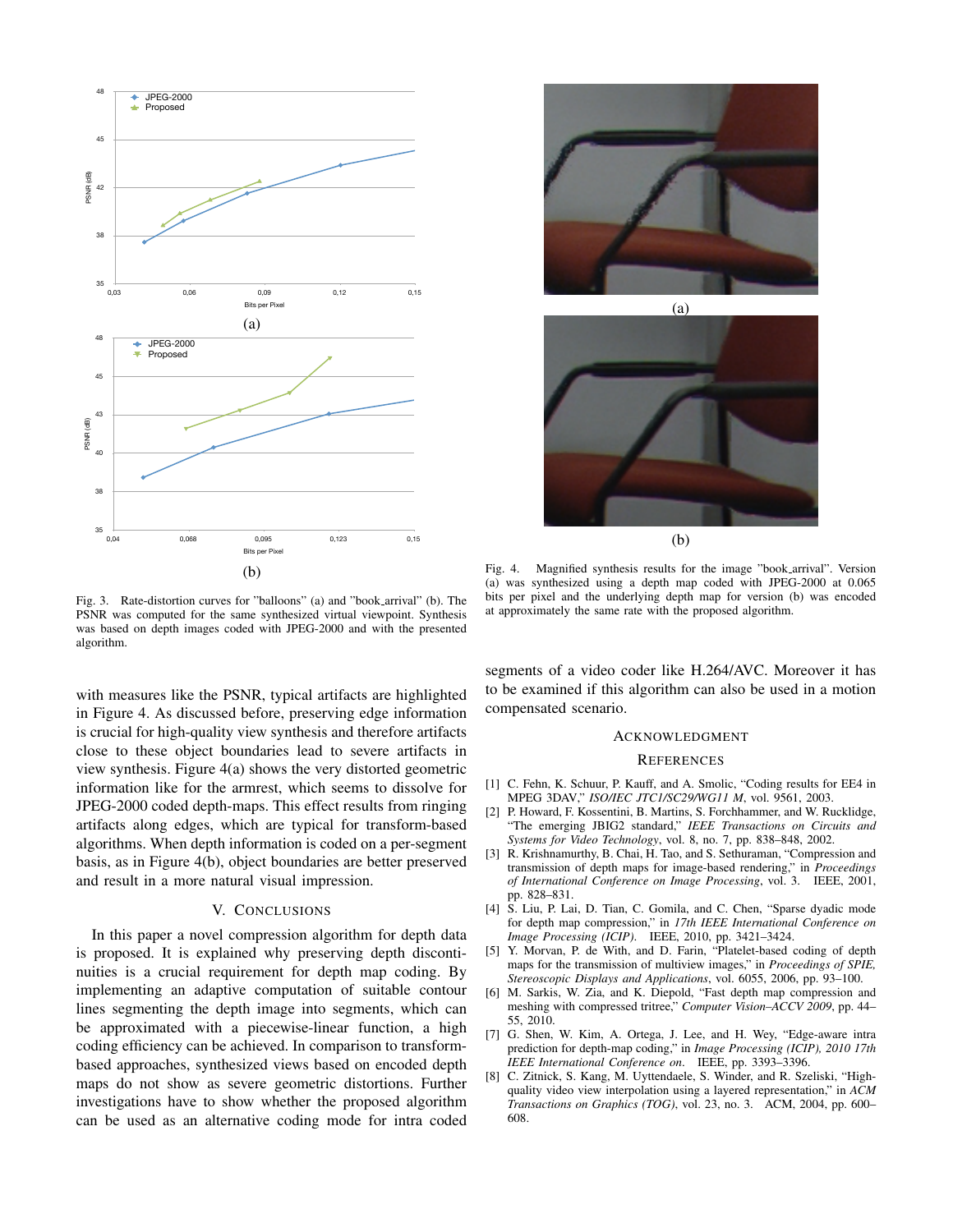48

JPEG-2000

Proposed

45

42

38

35

PSNR (dB)

0,03 0,06 0,09 0,12 0,15

Bits per Pixel

(a)

48

JPEG-2000

Proposed

45

43

40

38

35

PSNR (dB)

0,04 0,068 0,095 0,123 0,15

Bits per Pixel

(b)

Fig. 3. Rate-distortion curves for "balloons" (a) and "book_arrival" (b). The PSNR was computed for the same synthesized virtual viewpoint. Synthesis was based on depth images coded with JPEG-2000 and with the presented algorithm.

(a)

(b)

Fig. 4. Magnified synthesis results for the image "book_arrival". Version (a) was synthesized using a depth map coded with JPEG-2000 at 0.065 bits per pixel and the underlying depth map for version (b) was encoded at approximately the same rate with the proposed algorithm.

with measures like the PSNR, typical artifacts are highlighted in Figure 4. As discussed before, preserving edge information is crucial for high-quality view synthesis and therefore artifacts close to these object boundaries lead to severe artifacts in view synthesis. Figure 4(a) shows the very distorted geometric information like for the armrest, which seems to dissolve for JPEG-2000 coded depth-maps. This effect results from ringing artifacts along edges, which are typical for transform-based algorithms. When depth information is coded on a per-segment basis, as in Figure 4(b), object boundaries are better preserved and result in a more natural visual impression.

## V. Conclusions

In this paper a novel compression algorithm for depth data is proposed. It is explained why preserving depth discontinuities is a crucial requirement for depth map coding. By implementing an adaptive computation of suitable contour lines segmenting the depth image into segments, which can be approximated with a piecewise-linear function, a high coding efficiency can be achieved. In comparison to transform-based approaches, synthesized views based on encoded depth maps do not show as severe geometric distortions. Further investigations have to show whether the proposed algorithm can be used as an alternative coding mode for intra coded segments of a video coder like H.264/AVC. Moreover it has to be examined if this algorithm can also be used in a motion compensated scenario.

## Acknowledgment

## References

[1] C. Fehn, K. Schuur, P. Kauff, and A. Smolic, "Coding results for EE4 in MPEG 3DAV," *ISO/IEC JTC1/SC29/WG11 M*, vol. 9561, 2003.

[2] P. Howard, F. Kossentini, B. Martins, S. Forchhammer, and W. Rucklidge, "The emerging JBIG2 standard," *IEEE Transactions on Circuits and Systems for Video Technology*, vol. 8, no. 7, pp. 838–848, 2002.

[3] R. Krishnamurthy, B. Chai, H. Tao, and S. Sethuraman, "Compression and transmission of depth maps for image-based rendering," in *Proceedings of International Conference on Image Processing*, vol. 3. IEEE, 2001, pp. 828–831.

[4] S. Liu, P. Lai, D. Tian, C. Gomila, and C. Chen, "Sparse dyadic mode for depth map compression," in *17th IEEE International Conference on Image Processing (ICIP)*. IEEE, 2010, pp. 3421–3424.

[5] Y. Morvan, P. de With, and D. Farin, "Platelet-based coding of depth maps for the transmission of multiview images," in *Proceedings of SPIE, Stereoscopic Displays and Applications*, vol. 6055, 2006, pp. 93–100.

[6] M. Sarkis, W. Zia, and K. Diepold, "Fast depth map compression and meshing with compressed tritree," *Computer Vision–ACCV 2009*, pp. 44–55, 2010.

[7] G. Shen, W. Kim, A. Ortega, J. Lee, and H. Wey, "Edge-aware intra prediction for depth-map coding," in *Image Processing (ICIP), 2010 17th IEEE International Conference on*. IEEE, pp. 3393–3396.

[8] C. Zitnick, S. Kang, M. Uyttendaele, S. Winder, and R. Szeliski, "High-quality video view interpolation using a layered representation," in *ACM Transactions on Graphics (TOG)*, vol. 23, no. 3. ACM, 2004, pp. 600–608.